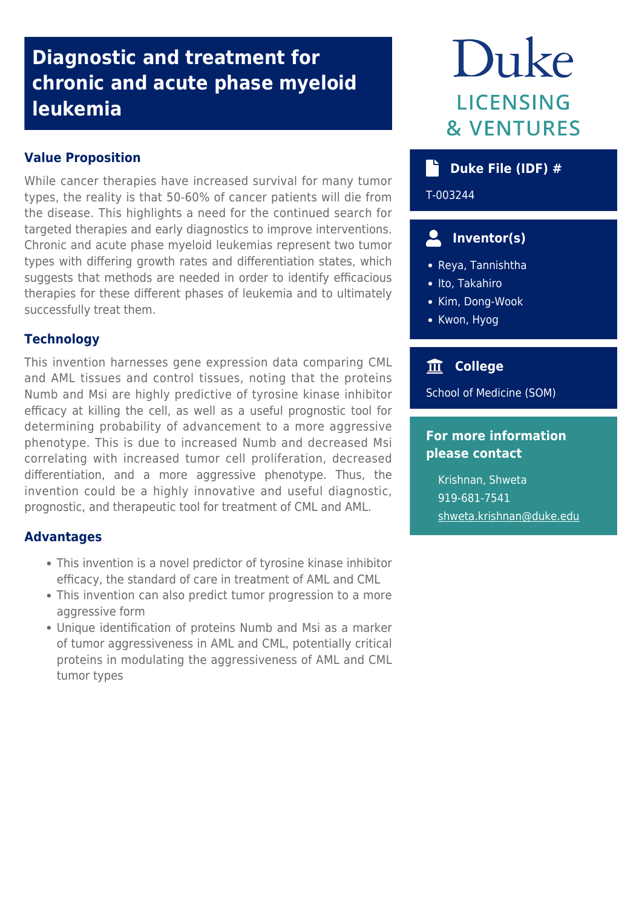# Diagnostic and treatment for chronic and acute phase myeloid leukemia

Duke LICENSING & VENTURES

## Value Proposition

While cancer therapies have increased survival for many tumor types, the reality is that 50-60% of cancer patients will die from the disease. This highlights a need for the continued search for targeted therapies and early diagnostics to improve interventions. Chronic and acute phase myeloid leukemias represent two tumor types with differing growth rates and differentiation states, which suggests that methods are needed in order to identify efficacious therapies for these different phases of leukemia and to ultimately successfully treat them.

## Technology

This invention harnesses gene expression data comparing CML and AML tissues and control tissues, noting that the proteins Numb and Msi are highly predictive of tyrosine kinase inhibitor efficacy at killing the cell, as well as a useful prognostic tool for determining probability of advancement to a more aggressive phenotype. This is due to increased Numb and decreased Msi correlating with increased tumor cell proliferation, decreased differentiation, and a more aggressive phenotype. Thus, the invention could be a highly innovative and useful diagnostic, prognostic, and therapeutic tool for treatment of CML and AML.

## Advantages

- This invention is a novel predictor of tyrosine kinase inhibitor efficacy, the standard of care in treatment of AML and CML
- This invention can also predict tumor progression to a more aggressive form
- Unique identification of proteins Numb and Msi as a marker of tumor aggressiveness in AML and CML, potentially critical proteins in modulating the aggressiveness of AML and CML tumor types

## Duke File (IDF) #

T-003244

## Inventor(s)

- Reya, Tannishtha
- Ito, Takahiro
- Kim, Dong-Wook
- Kwon, Hyog

## College

School of Medicine (SOM)

## For more information please contact

Krishnan, Shweta
919-681-7541
shweta.krishnan@duke.edu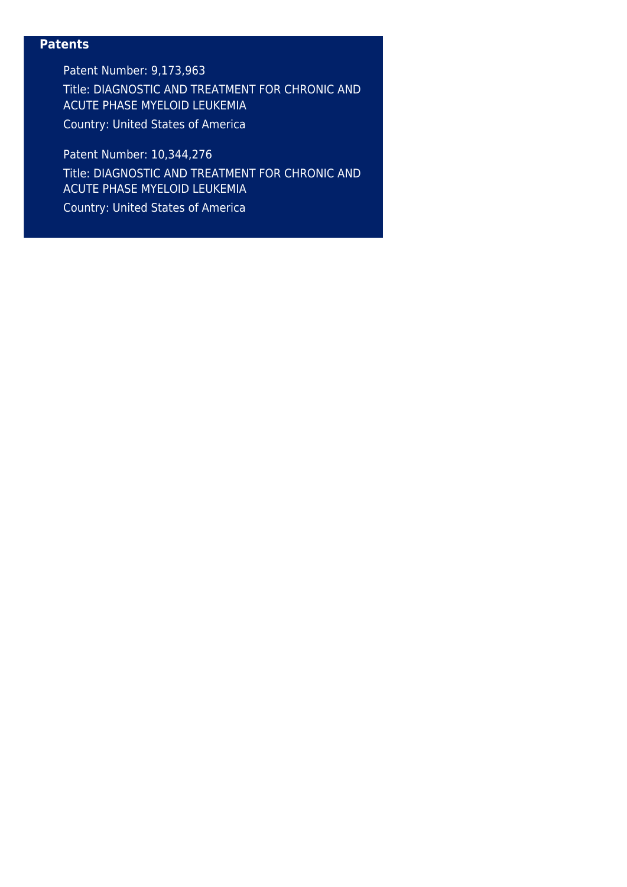## Patents

Patent Number: 9,173,963

Title: DIAGNOSTIC AND TREATMENT FOR CHRONIC AND ACUTE PHASE MYELOID LEUKEMIA

Country: United States of America

Patent Number: 10,344,276

Title: DIAGNOSTIC AND TREATMENT FOR CHRONIC AND ACUTE PHASE MYELOID LEUKEMIA

Country: United States of America